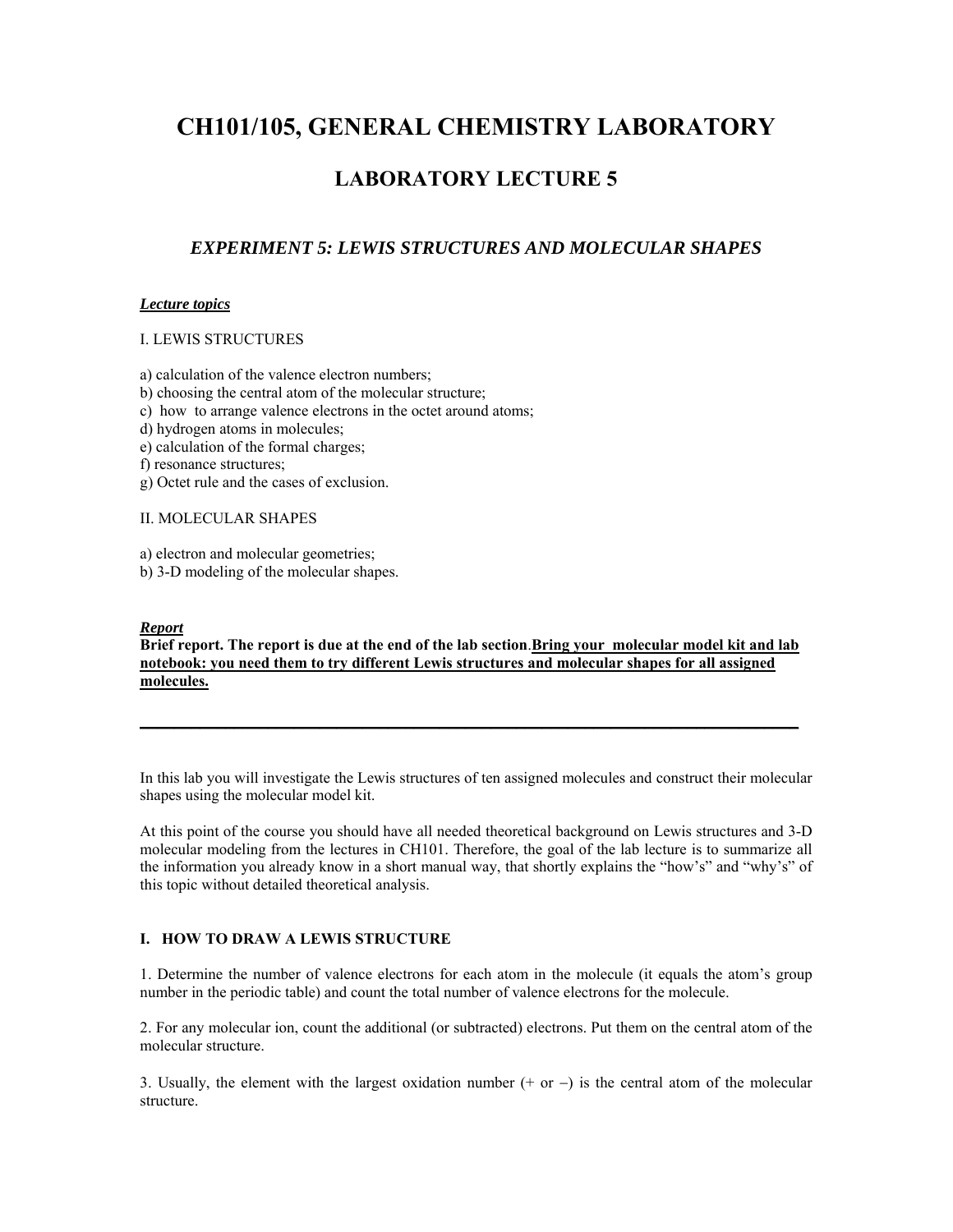# CH101/105, GENERAL CHEMISTRY LABORATORY

## LABORATORY LECTURE 5

### *EXPERIMENT 5: LEWIS STRUCTURES AND MOLECULAR SHAPES*

***Lecture topics***

I. LEWIS STRUCTURES

a) calculation of the valence electron numbers;
b) choosing the central atom of the molecular structure;
c) how to arrange valence electrons in the octet around atoms;
d) hydrogen atoms in molecules;
e) calculation of the formal charges;
f) resonance structures;
g) Octet rule and the cases of exclusion.

II. MOLECULAR SHAPES

a) electron and molecular geometries;
b) 3-D modeling of the molecular shapes.

***Report***

**Brief report. The report is due at the end of the lab section.** **Bring your molecular model kit and lab notebook: you need them to try different Lewis structures and molecular shapes for all assigned molecules.**

---

In this lab you will investigate the Lewis structures of ten assigned molecules and construct their molecular shapes using the molecular model kit.

At this point of the course you should have all needed theoretical background on Lewis structures and 3-D molecular modeling from the lectures in CH101. Therefore, the goal of the lab lecture is to summarize all the information you already know in a short manual way, that shortly explains the "how's" and "why's" of this topic without detailed theoretical analysis.

#### I. HOW TO DRAW A LEWIS STRUCTURE

1. Determine the number of valence electrons for each atom in the molecule (it equals the atom's group number in the periodic table) and count the total number of valence electrons for the molecule.

2. For any molecular ion, count the additional (or subtracted) electrons. Put them on the central atom of the molecular structure.

3. Usually, the element with the largest oxidation number (+ or −) is the central atom of the molecular structure.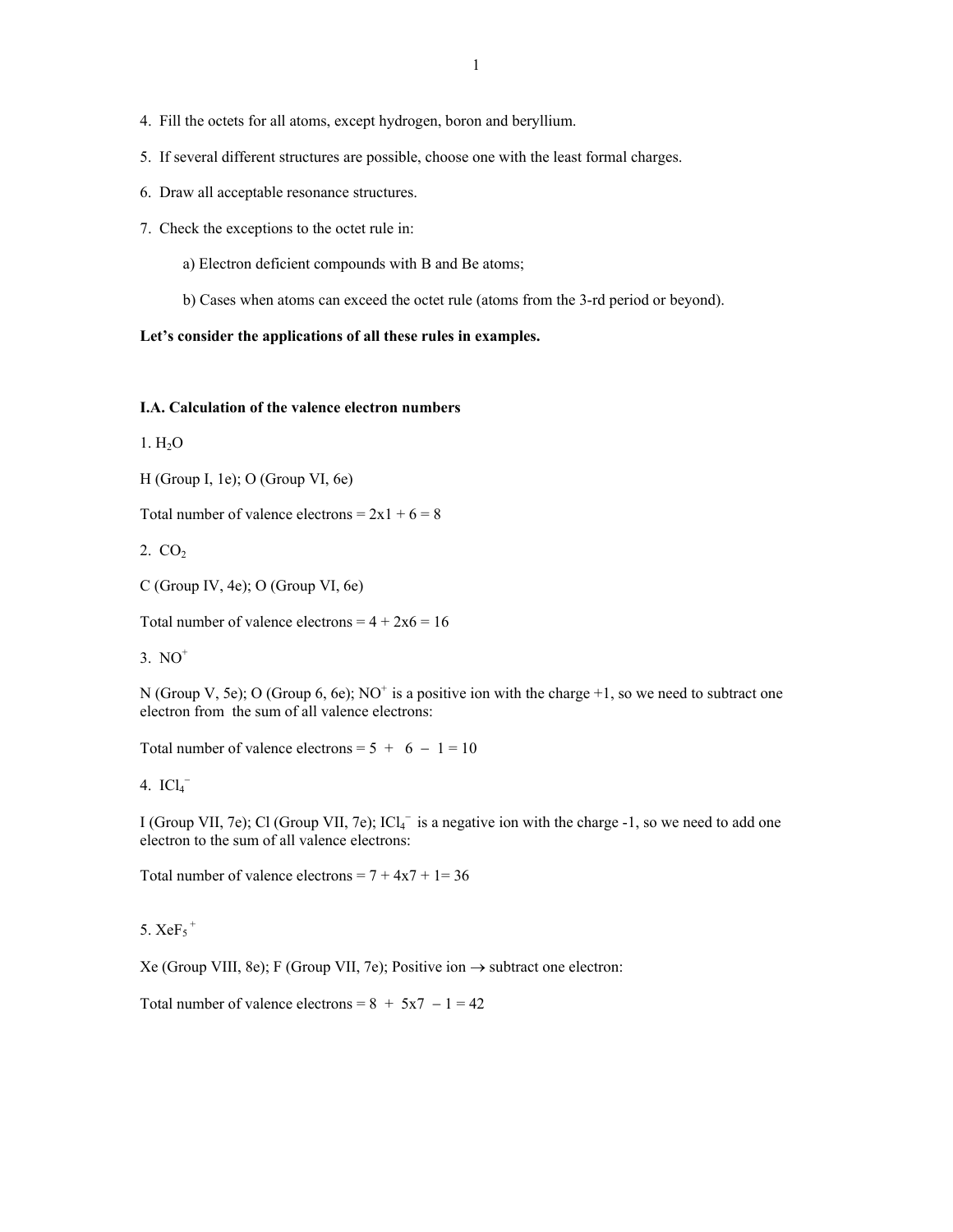4. Fill the octets for all atoms, except hydrogen, boron and beryllium.

5. If several different structures are possible, choose one with the least formal charges.

6. Draw all acceptable resonance structures.

7. Check the exceptions to the octet rule in:

   a) Electron deficient compounds with B and Be atoms;

   b) Cases when atoms can exceed the octet rule (atoms from the 3-rd period or beyond).

**Let's consider the applications of all these rules in examples.**

**I.A. Calculation of the valence electron numbers**

1. $H_2O$

H (Group I, 1e); O (Group VI, 6e)

Total number of valence electrons = 2x1 + 6 = 8

2. $CO_2$

C (Group IV, 4e); O (Group VI, 6e)

Total number of valence electrons = 4 + 2x6 = 16

3. $NO^+$

N (Group V, 5e); O (Group 6, 6e); $NO^+$ is a positive ion with the charge +1, so we need to subtract one electron from the sum of all valence electrons:

Total number of valence electrons = 5 + 6 – 1 = 10

4. $ICl_4^-$

I (Group VII, 7e); Cl (Group VII, 7e); $ICl_4^-$ is a negative ion with the charge -1, so we need to add one electron to the sum of all valence electrons:

Total number of valence electrons = 7 + 4x7 + 1= 36

5. $XeF_5^+$

Xe (Group VIII, 8e); F (Group VII, 7e); Positive ion → subtract one electron:

Total number of valence electrons = 8 + 5x7 – 1 = 42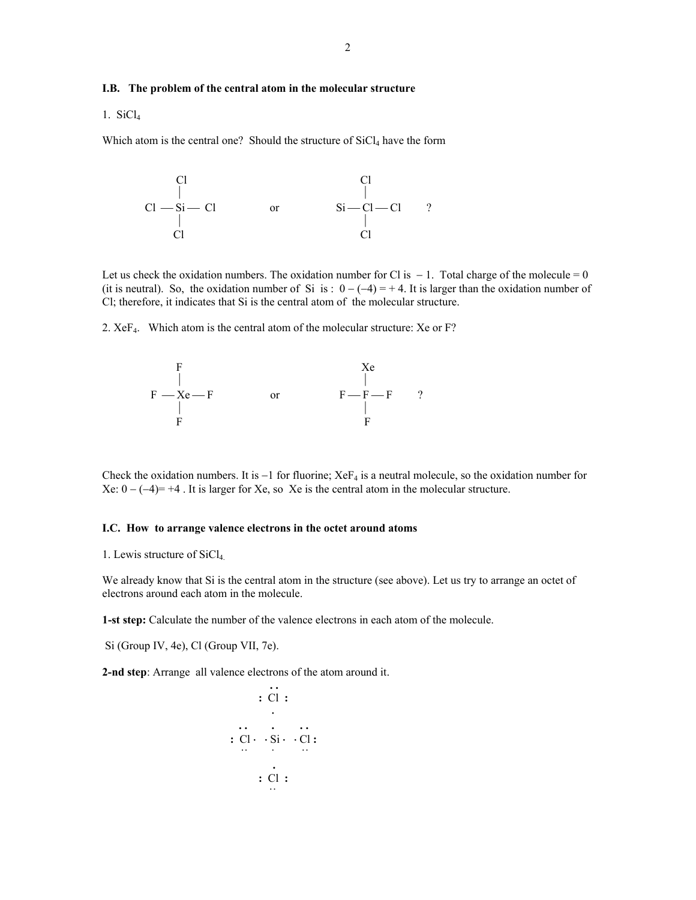### I.B. The problem of the central atom in the molecular structure

1. $SiCl_4$

Which atom is the central one? Should the structure of $SiCl_4$ have the form

```
       Cl                          Cl
       |                           |
Cl — Si — Cl        or        Si — Cl — Cl      ?
       |                           |
       Cl                          Cl
```

Let us check the oxidation numbers. The oxidation number for Cl is $-1$. Total charge of the molecule = 0 (it is neutral). So, the oxidation number of Si is : $0 - (-4) = +4$. It is larger than the oxidation number of Cl; therefore, it indicates that Si is the central atom of the molecular structure.

2. $XeF_4$. Which atom is the central atom of the molecular structure: Xe or F?

```
       F                          Xe
       |                          |
 F — Xe — F         or        F — F — F      ?
       |                          |
       F                          F
```

Check the oxidation numbers. It is $-1$ for fluorine; $XeF_4$ is a neutral molecule, so the oxidation number for Xe: $0 - (-4) = +4$ . It is larger for Xe, so Xe is the central atom in the molecular structure.

### I.C. How to arrange valence electrons in the octet around atoms

1. Lewis structure of $SiCl_4$.

We already know that Si is the central atom in the structure (see above). Let us try to arrange an octet of electrons around each atom in the molecule.

**1-st step:** Calculate the number of the valence electrons in each atom of the molecule.

Si (Group IV, 4e), Cl (Group VII, 7e).

**2-nd step**: Arrange all valence electrons of the atom around it.

```
            ..
          : Cl :
             .

    ..       .       ..
  : Cl ·   · Si ·   · Cl :
    ..       .       ..

             .
          : Cl :
            ..
```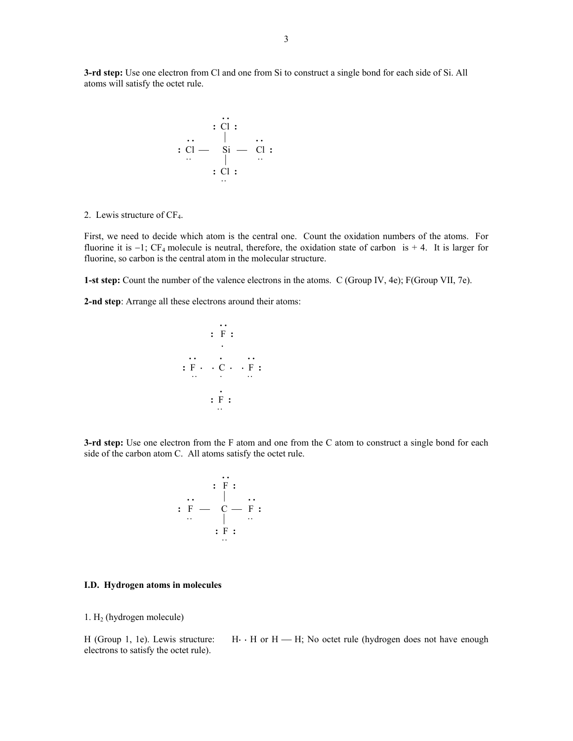**3-rd step:** Use one electron from Cl and one from Si to construct a single bond for each side of Si. All atoms will satisfy the octet rule.

```
              ..
            : Cl :
              |
   ..                 ..
 : Cl  —    Si  —   Cl :
   ..         |        ..
            : Cl :
              ..
```

2. Lewis structure of $CF_4$.

First, we need to decide which atom is the central one. Count the oxidation numbers of the atoms. For fluorine it is −1; $CF_4$ molecule is neutral, therefore, the oxidation state of carbon is + 4. It is larger for fluorine, so carbon is the central atom in the molecular structure.

**1-st step:** Count the number of the valence electrons in the atoms. C (Group IV, 4e); F(Group VII, 7e).

**2-nd step**: Arrange all these electrons around their atoms:

```
            ..
          : F :
            .

   ..       .       ..
 : F ·   · C ·   · F :
   ..       .       ..

            .
          : F :
            ..
```

**3-rd step:** Use one electron from the F atom and one from the C atom to construct a single bond for each side of the carbon atom C. All atoms satisfy the octet rule.

```
            ..
          : F :
            |
   ..               ..
 : F  —    C  —   F :
   ..       |       ..
          : F :
            ..
```

### I.D. Hydrogen atoms in molecules

1. $H_2$ (hydrogen molecule)

H (Group 1, 1e). Lewis structure: H· · H or H — H; No octet rule (hydrogen does not have enough electrons to satisfy the octet rule).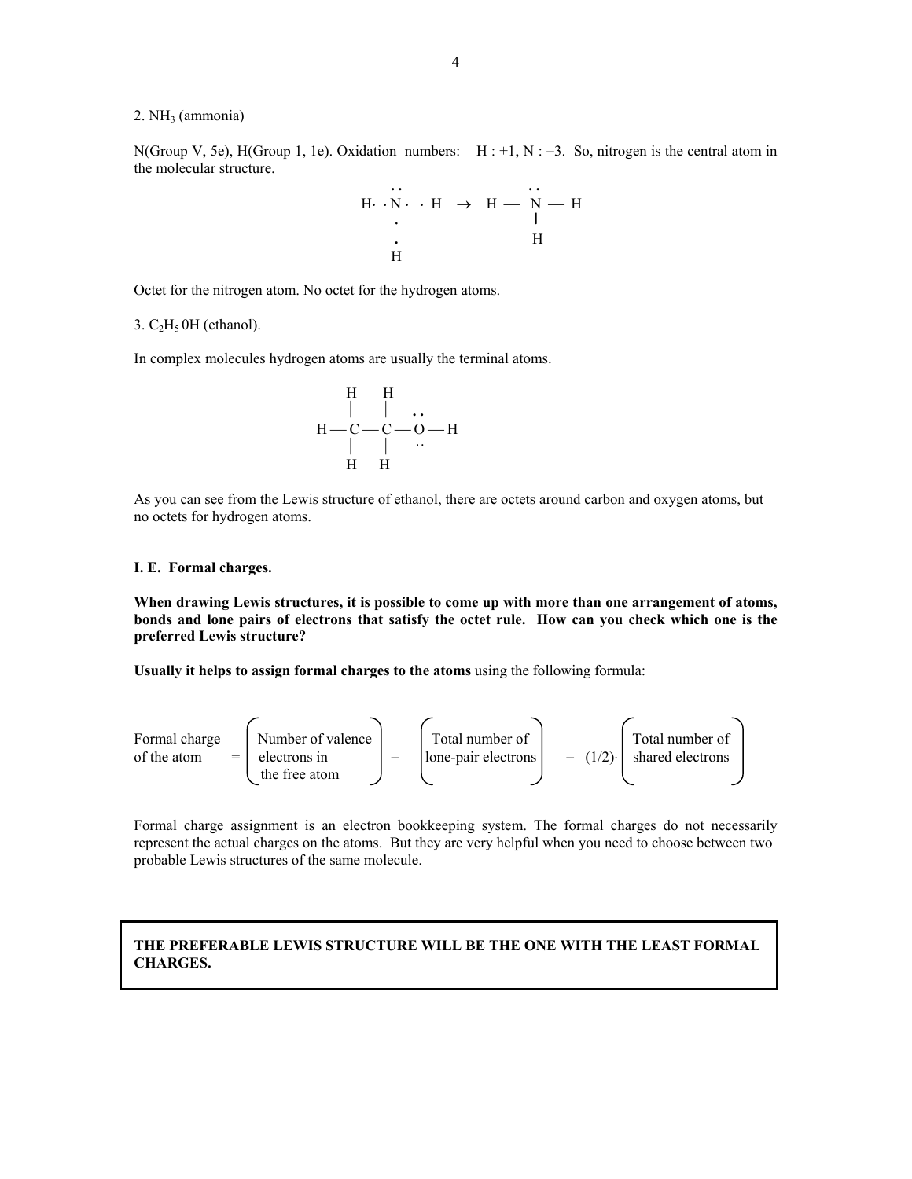2. $NH_3$ (ammonia)

N(Group V, 5e), H(Group 1, 1e). Oxidation numbers: H : +1, N : –3. So, nitrogen is the central atom in the molecular structure.

```
       ..                   ..
  H· ·N·  · H   →   H —  N — H
       .                  |
       .                  H
       H
```

Octet for the nitrogen atom. No octet for the hydrogen atoms.

3. $C_2H_5$ 0H (ethanol).

In complex molecules hydrogen atoms are usually the terminal atoms.

```
     H    H
     |    |    ..
 H — C —— C — O — H
     |    |    ..
     H    H
```

As you can see from the Lewis structure of ethanol, there are octets around carbon and oxygen atoms, but no octets for hydrogen atoms.

**I. E. Formal charges.**

**When drawing Lewis structures, it is possible to come up with more than one arrangement of atoms, bonds and lone pairs of electrons that satisfy the octet rule. How can you check which one is the preferred Lewis structure?**

**Usually it helps to assign formal charges to the atoms** using the following formula:

$$\text{Formal charge of the atom} = \left(\begin{array}{c}\text{Number of valence}\\ \text{electrons in}\\ \text{the free atom}\end{array}\right) - \left(\begin{array}{c}\text{Total number of}\\ \text{lone-pair electrons}\end{array}\right) - (1/2)\cdot\left(\begin{array}{c}\text{Total number of}\\ \text{shared electrons}\end{array}\right)$$

Formal charge assignment is an electron bookkeeping system. The formal charges do not necessarily represent the actual charges on the atoms. But they are very helpful when you need to choose between two probable Lewis structures of the same molecule.

**THE PREFERABLE LEWIS STRUCTURE WILL BE THE ONE WITH THE LEAST FORMAL CHARGES.**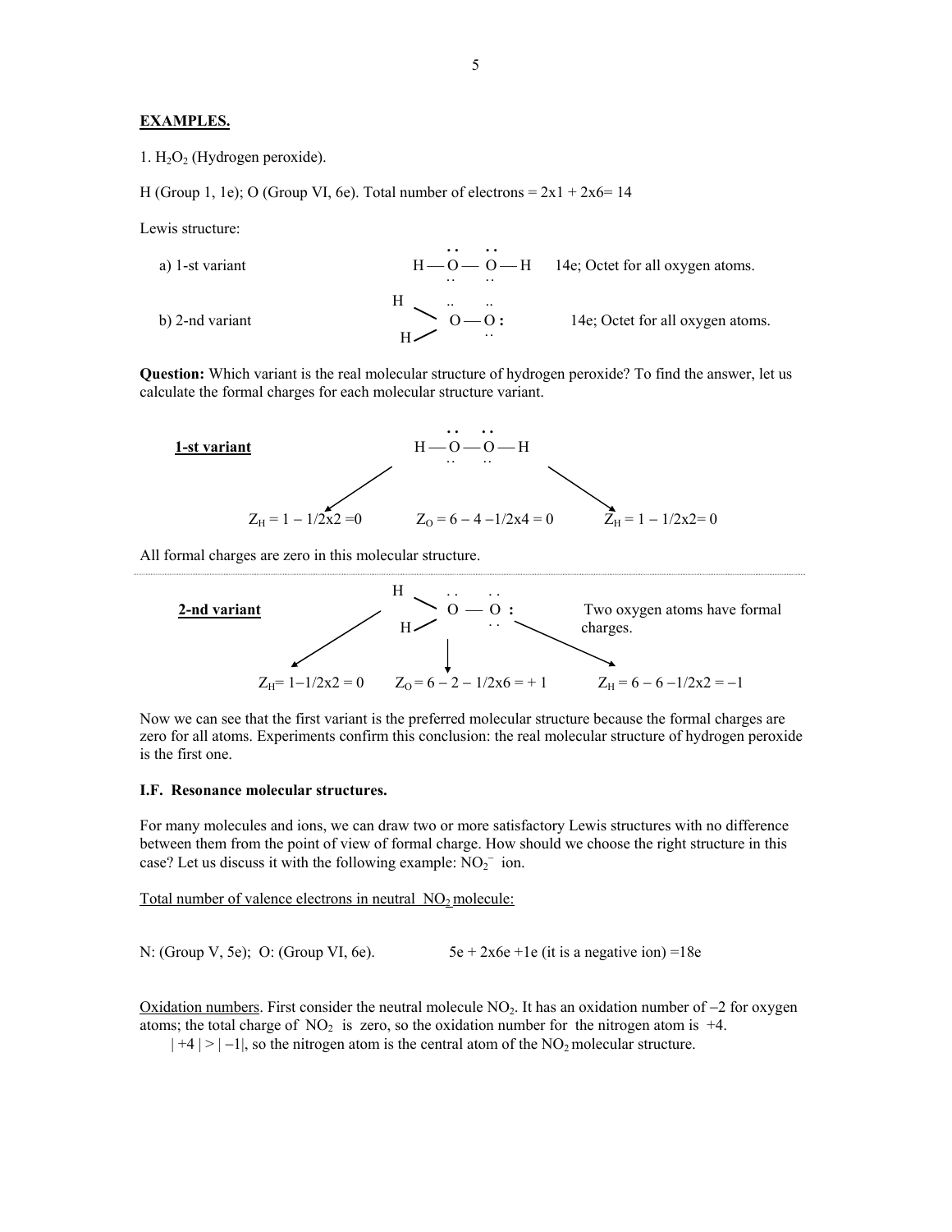**EXAMPLES.**

1. $H_2O_2$ (Hydrogen peroxide).

H (Group 1, 1e); O (Group VI, 6e). Total number of electrons = 2x1 + 2x6= 14

Lewis structure:

a) 1-st variant H — Ö — Ö — H (with lone pairs above and below each O) 14e; Octet for all oxygen atoms.

b) 2-nd variant H, H — O — O**:** (two H atoms bonded to the first O; lone pairs on each O) 14e; Octet for all oxygen atoms.

**Question:** Which variant is the real molecular structure of hydrogen peroxide? To find the answer, let us calculate the formal charges for each molecular structure variant.

<u>**1-st variant**</u> H — O — O — H

$Z_H = 1 - 1/2x2 = 0$ $Z_O = 6 - 4 - 1/2x4 = 0$ $Z_H = 1 - 1/2x2 = 0$

All formal charges are zero in this molecular structure.

<u>**2-nd variant**</u> H, H — O — O **:** Two oxygen atoms have formal charges.

$Z_H = 1 - 1/2x2 = 0$ $Z_O = 6 - 2 - 1/2x6 = +1$ $Z_H = 6 - 6 - 1/2x2 = -1$

Now we can see that the first variant is the preferred molecular structure because the formal charges are zero for all atoms. Experiments confirm this conclusion: the real molecular structure of hydrogen peroxide is the first one.

**I.F. Resonance molecular structures.**

For many molecules and ions, we can draw two or more satisfactory Lewis structures with no difference between them from the point of view of formal charge. How should we choose the right structure in this case? Let us discuss it with the following example: $NO_2^-$ ion.

<u>Total number of valence electrons in neutral $NO_2$ molecule:</u>

N: (Group V, 5e); O: (Group VI, 6e). 5e + 2x6e +1e (it is a negative ion) =18e

<u>Oxidation numbers</u>. First consider the neutral molecule $NO_2$. It has an oxidation number of −2 for oxygen atoms; the total charge of $NO_2$ is zero, so the oxidation number for the nitrogen atom is +4.

$|+4| > |-1|$, so the nitrogen atom is the central atom of the $NO_2$ molecular structure.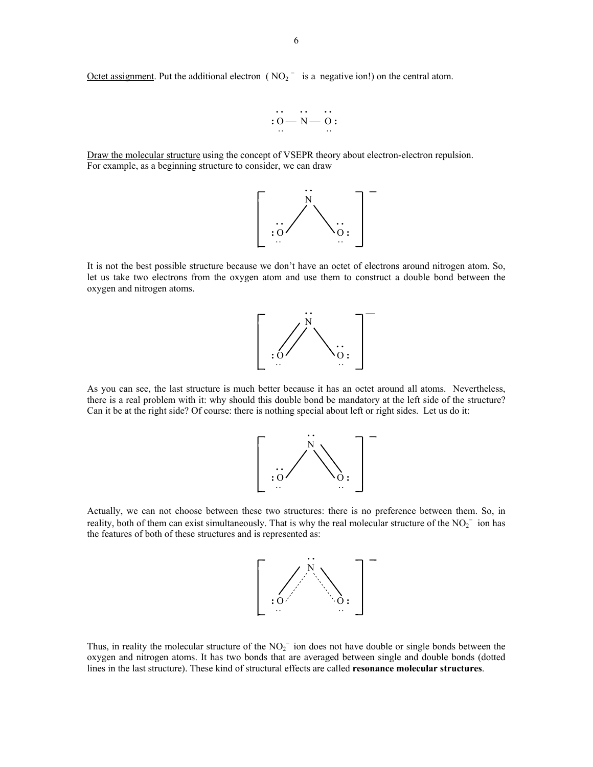Octet assignment. Put the additional electron ( $NO_2^-$ is a negative ion!) on the central atom.

```
 ..    ..    ..
:O  —  N  —  O:
 ..          ..
```

Draw the molecular structure using the concept of VSEPR theory about electron-electron repulsion. For example, as a beginning structure to consider, we can draw

```
        ..
        N
  ..   /  \   ..
 :O  /      \ O:
  ..          ..
```

It is not the best possible structure because we don't have an octet of electrons around nitrogen atom. So, let us take two electrons from the oxygen atom and use them to construct a double bond between the oxygen and nitrogen atoms.

```
        ..
        N
      //  \   ..
 :O  //     \ O:
  ..          ..
```

As you can see, the last structure is much better because it has an octet around all atoms. Nevertheless, there is a real problem with it: why should this double bond be mandatory at the left side of the structure? Can it be at the right side? Of course: there is nothing special about left or right sides. Let us do it:

```
        ..
        N
  ..   /  \\
 :O  /     \\ O:
  ..          ..
```

Actually, we can not choose between these two structures: there is no preference between them. So, in reality, both of them can exist simultaneously. That is why the real molecular structure of the $NO_2^-$ ion has the features of both of these structures and is represented as:

```
        ..
        N
      /: :\
 :O /:     :\ O:
  ..          ..
```

Thus, in reality the molecular structure of the $NO_2^-$ ion does not have double or single bonds between the oxygen and nitrogen atoms. It has two bonds that are averaged between single and double bonds (dotted lines in the last structure). These kind of structural effects are called **resonance molecular structures**.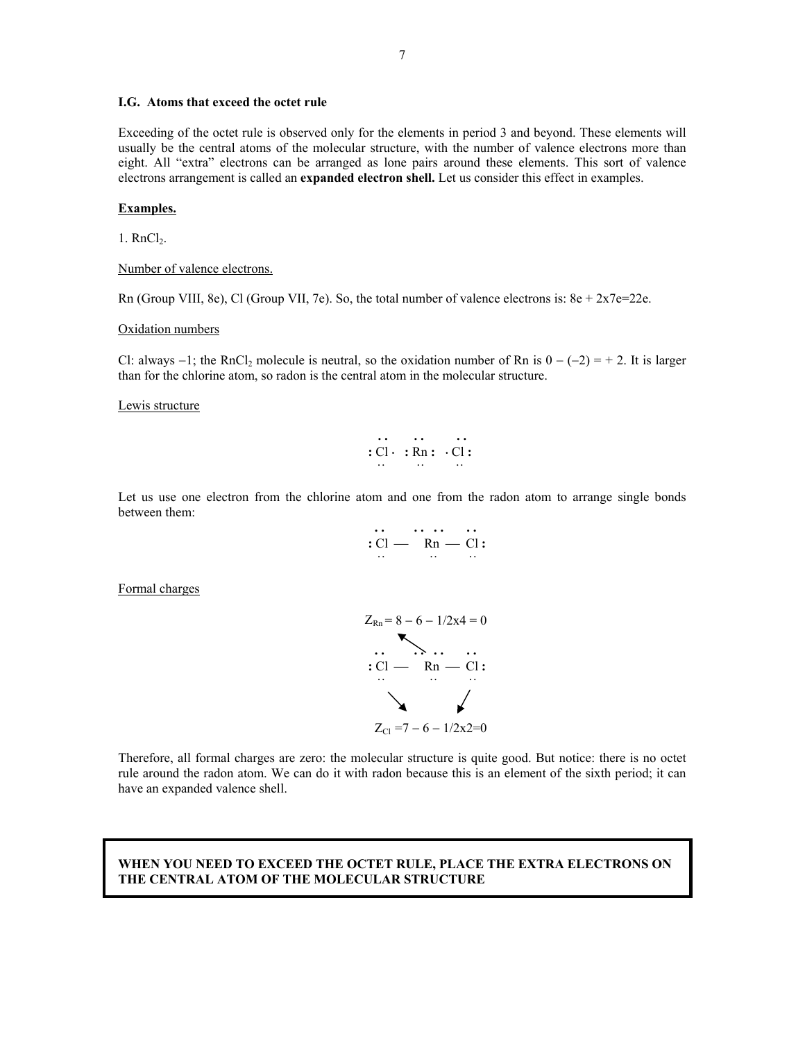### I.G. Atoms that exceed the octet rule

Exceeding of the octet rule is observed only for the elements in period 3 and beyond. These elements will usually be the central atoms of the molecular structure, with the number of valence electrons more than eight. All "extra" electrons can be arranged as lone pairs around these elements. This sort of valence electrons arrangement is called an **expanded electron shell.** Let us consider this effect in examples.

**Examples.**

1. $RnCl_2$.

Number of valence electrons.

Rn (Group VIII, 8e), Cl (Group VII, 7e). So, the total number of valence electrons is: 8e + 2x7e=22e.

Oxidation numbers

Cl: always −1; the $RnCl_2$ molecule is neutral, so the oxidation number of Rn is 0 − (−2) = + 2. It is larger than for the chlorine atom, so radon is the central atom in the molecular structure.

Lewis structure

```
 ..     ..     ..
:Cl·   :Rn:   ·Cl:
 ..     ..     ..
```

Let us use one electron from the chlorine atom and one from the radon atom to arrange single bonds between them:

```
 ..      .. ..      ..
:Cl  —    Rn    —  Cl:
 ..        ..       ..
```

Formal charges

$$Z_{Rn} = 8 - 6 - 1/2x4 = 0$$

```
 ..      .. ..      ..
:Cl  —    Rn    —  Cl:
 ..        ..       ..
```

$$Z_{Cl} = 7 - 6 - 1/2x2 = 0$$

Therefore, all formal charges are zero: the molecular structure is quite good. But notice: there is no octet rule around the radon atom. We can do it with radon because this is an element of the sixth period; it can have an expanded valence shell.

**WHEN YOU NEED TO EXCEED THE OCTET RULE, PLACE THE EXTRA ELECTRONS ON THE CENTRAL ATOM OF THE MOLECULAR STRUCTURE**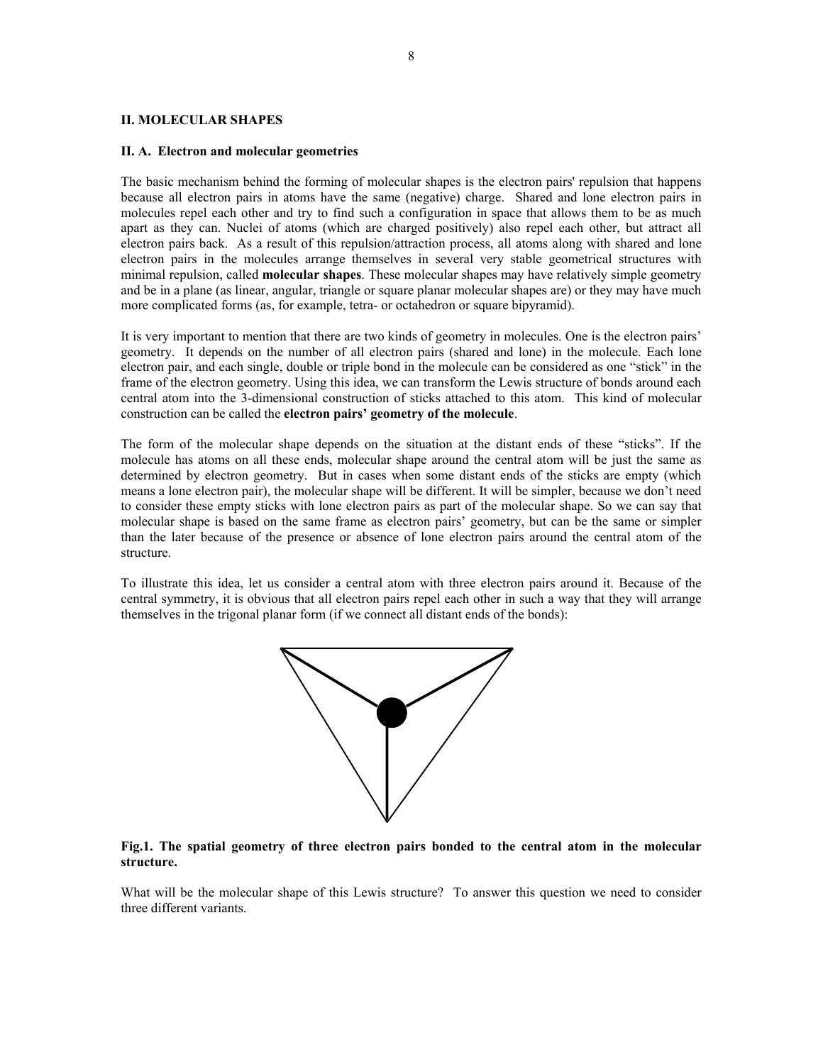## II. MOLECULAR SHAPES

### II. A. Electron and molecular geometries

The basic mechanism behind the forming of molecular shapes is the electron pairs' repulsion that happens because all electron pairs in atoms have the same (negative) charge. Shared and lone electron pairs in molecules repel each other and try to find such a configuration in space that allows them to be as much apart as they can. Nuclei of atoms (which are charged positively) also repel each other, but attract all electron pairs back. As a result of this repulsion/attraction process, all atoms along with shared and lone electron pairs in the molecules arrange themselves in several very stable geometrical structures with minimal repulsion, called **molecular shapes**. These molecular shapes may have relatively simple geometry and be in a plane (as linear, angular, triangle or square planar molecular shapes are) or they may have much more complicated forms (as, for example, tetra- or octahedron or square bipyramid).

It is very important to mention that there are two kinds of geometry in molecules. One is the electron pairs' geometry. It depends on the number of all electron pairs (shared and lone) in the molecule. Each lone electron pair, and each single, double or triple bond in the molecule can be considered as one "stick" in the frame of the electron geometry. Using this idea, we can transform the Lewis structure of bonds around each central atom into the 3-dimensional construction of sticks attached to this atom. This kind of molecular construction can be called the **electron pairs' geometry of the molecule**.

The form of the molecular shape depends on the situation at the distant ends of these "sticks". If the molecule has atoms on all these ends, molecular shape around the central atom will be just the same as determined by electron geometry. But in cases when some distant ends of the sticks are empty (which means a lone electron pair), the molecular shape will be different. It will be simpler, because we don't need to consider these empty sticks with lone electron pairs as part of the molecular shape. So we can say that molecular shape is based on the same frame as electron pairs' geometry, but can be the same or simpler than the later because of the presence or absence of lone electron pairs around the central atom of the structure.

To illustrate this idea, let us consider a central atom with three electron pairs around it. Because of the central symmetry, it is obvious that all electron pairs repel each other in such a way that they will arrange themselves in the trigonal planar form (if we connect all distant ends of the bonds):

**Fig.1. The spatial geometry of three electron pairs bonded to the central atom in the molecular structure.**

What will be the molecular shape of this Lewis structure? To answer this question we need to consider three different variants.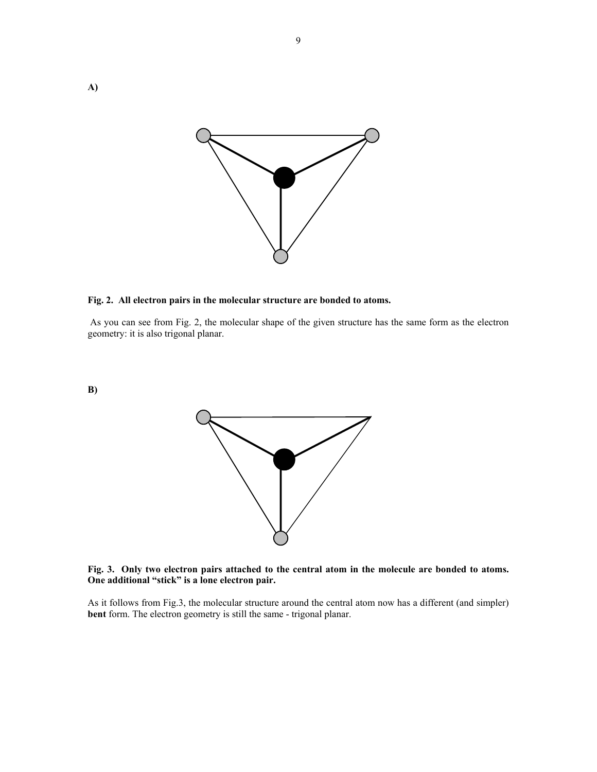A)

**Fig. 2. All electron pairs in the molecular structure are bonded to atoms.**

As you can see from Fig. 2, the molecular shape of the given structure has the same form as the electron geometry: it is also trigonal planar.

B)

**Fig. 3. Only two electron pairs attached to the central atom in the molecule are bonded to atoms. One additional "stick" is a lone electron pair.**

As it follows from Fig.3, the molecular structure around the central atom now has a different (and simpler) **bent** form. The electron geometry is still the same - trigonal planar.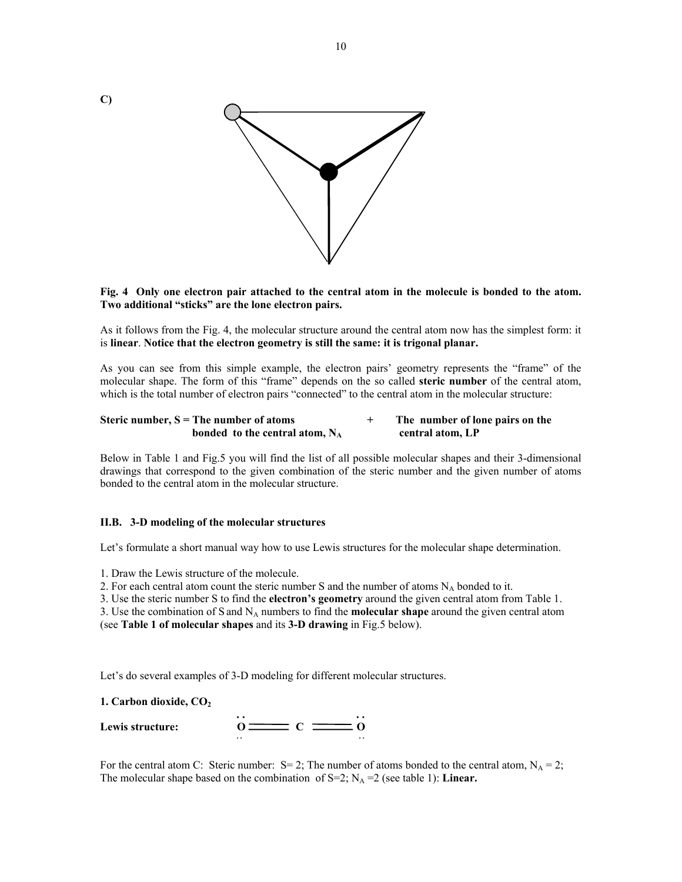**C)**

**Fig. 4 Only one electron pair attached to the central atom in the molecule is bonded to the atom. Two additional "sticks" are the lone electron pairs.**

As it follows from the Fig. 4, the molecular structure around the central atom now has the simplest form: it is **linear**. **Notice that the electron geometry is still the same: it is trigonal planar.**

As you can see from this simple example, the electron pairs' geometry represents the "frame" of the molecular shape. The form of this "frame" depends on the so called **steric number** of the central atom, which is the total number of electron pairs "connected" to the central atom in the molecular structure:

**Steric number, S = The number of atoms bonded to the central atom, $N_A$ + The number of lone pairs on the central atom, LP**

Below in Table 1 and Fig.5 you will find the list of all possible molecular shapes and their 3-dimensional drawings that correspond to the given combination of the steric number and the given number of atoms bonded to the central atom in the molecular structure.

### II.B. 3-D modeling of the molecular structures

Let's formulate a short manual way how to use Lewis structures for the molecular shape determination.

1. Draw the Lewis structure of the molecule.
2. For each central atom count the steric number S and the number of atoms $N_A$ bonded to it.
3. Use the steric number S to find the **electron's geometry** around the given central atom from Table 1.
3. Use the combination of S and $N_A$ numbers to find the **molecular shape** around the given central atom (see **Table 1 of molecular shapes** and its **3-D drawing** in Fig.5 below).

Let's do several examples of 3-D modeling for different molecular structures.

**1. Carbon dioxide, $CO_2$**

**Lewis structure:** O = C = O

For the central atom C: Steric number: S= 2; The number of atoms bonded to the central atom, $N_A$ = 2; The molecular shape based on the combination of S=2; $N_A$ =2 (see table 1): **Linear.**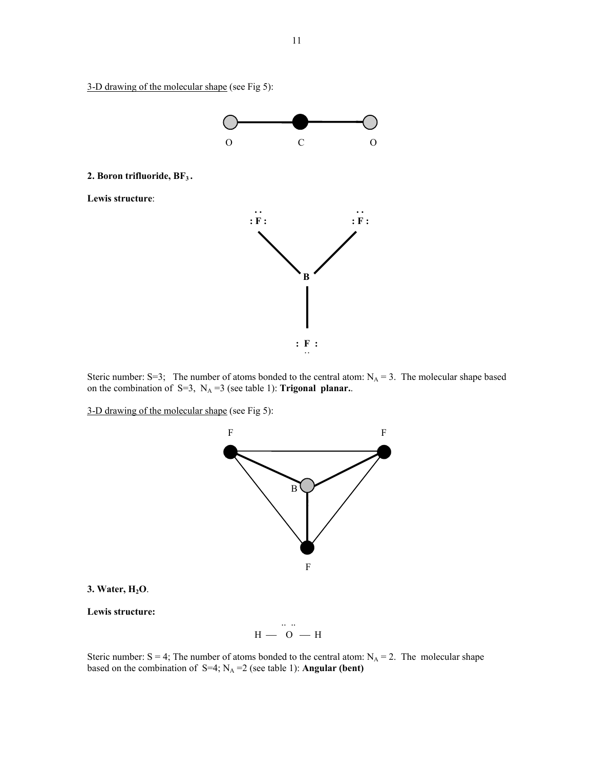3-D drawing of the molecular shape (see Fig 5):

O C O

**2. Boron trifluoride, $BF_3$.**

**Lewis structure**:

F F B F

Steric number: S=3; The number of atoms bonded to the central atom: $N_A = 3$. The molecular shape based on the combination of S=3, $N_A$ =3 (see table 1): **Trigonal planar.**.

3-D drawing of the molecular shape (see Fig 5):

F F B F

**3. Water, $H_2O$.**

**Lewis structure:**

H — O — H

Steric number: S = 4; The number of atoms bonded to the central atom: $N_A = 2$. The molecular shape based on the combination of S=4; $N_A$ =2 (see table 1): **Angular (bent)**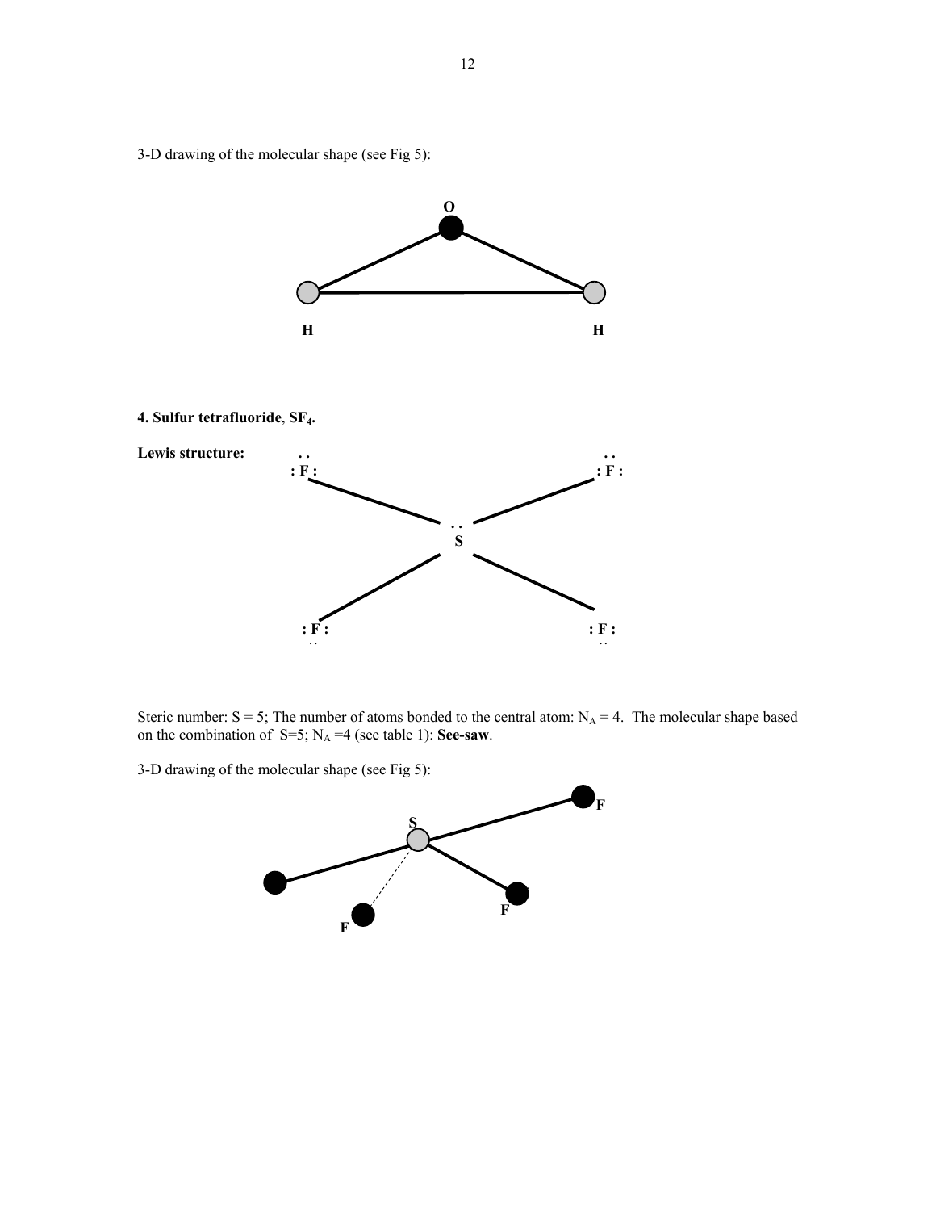3-D drawing of the molecular shape (see Fig 5):

**4. Sulfur tetrafluoride, $SF_4$.**

**Lewis structure:**

Steric number: S = 5; The number of atoms bonded to the central atom: $N_A$ = 4. The molecular shape based on the combination of S=5; $N_A$ =4 (see table 1): **See-saw**.

3-D drawing of the molecular shape (see Fig 5):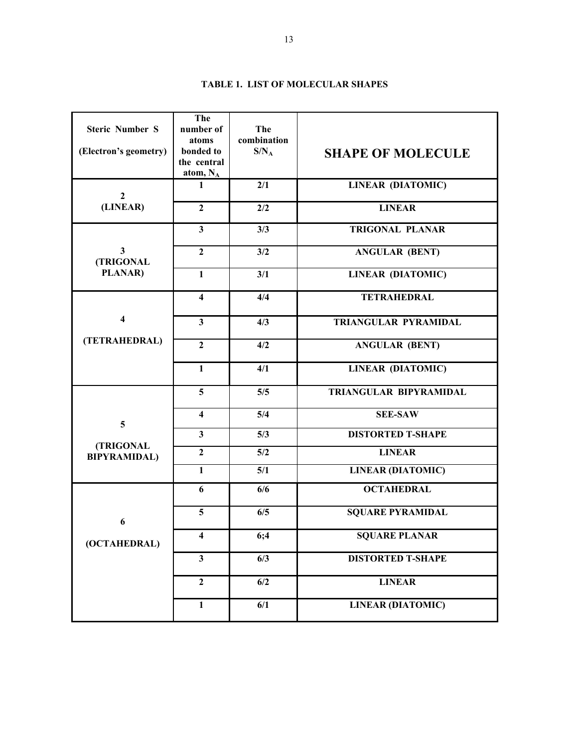**TABLE 1. LIST OF MOLECULAR SHAPES**

| Steric Number S (Electron's geometry) | The number of atoms bonded to the central atom, $N_A$ | The combination $S/N_A$ | SHAPE OF MOLECULE |
|---|---|---|---|
| 2 (LINEAR) | 1 | 2/1 | LINEAR (DIATOMIC) |
| | 2 | 2/2 | LINEAR |
| 3 (TRIGONAL PLANAR) | 3 | 3/3 | TRIGONAL PLANAR |
| | 2 | 3/2 | ANGULAR (BENT) |
| | 1 | 3/1 | LINEAR (DIATOMIC) |
| 4 (TETRAHEDRAL) | 4 | 4/4 | TETRAHEDRAL |
| | 3 | 4/3 | TRIANGULAR PYRAMIDAL |
| | 2 | 4/2 | ANGULAR (BENT) |
| | 1 | 4/1 | LINEAR (DIATOMIC) |
| 5 (TRIGONAL BIPYRAMIDAL) | 5 | 5/5 | TRIANGULAR BIPYRAMIDAL |
| | 4 | 5/4 | SEE-SAW |
| | 3 | 5/3 | DISTORTED T-SHAPE |
| | 2 | 5/2 | LINEAR |
| | 1 | 5/1 | LINEAR (DIATOMIC) |
| 6 (OCTAHEDRAL) | 6 | 6/6 | OCTAHEDRAL |
| | 5 | 6/5 | SQUARE PYRAMIDAL |
| | 4 | 6;4 | SQUARE PLANAR |
| | 3 | 6/3 | DISTORTED T-SHAPE |
| | 2 | 6/2 | LINEAR |
| | 1 | 6/1 | LINEAR (DIATOMIC) |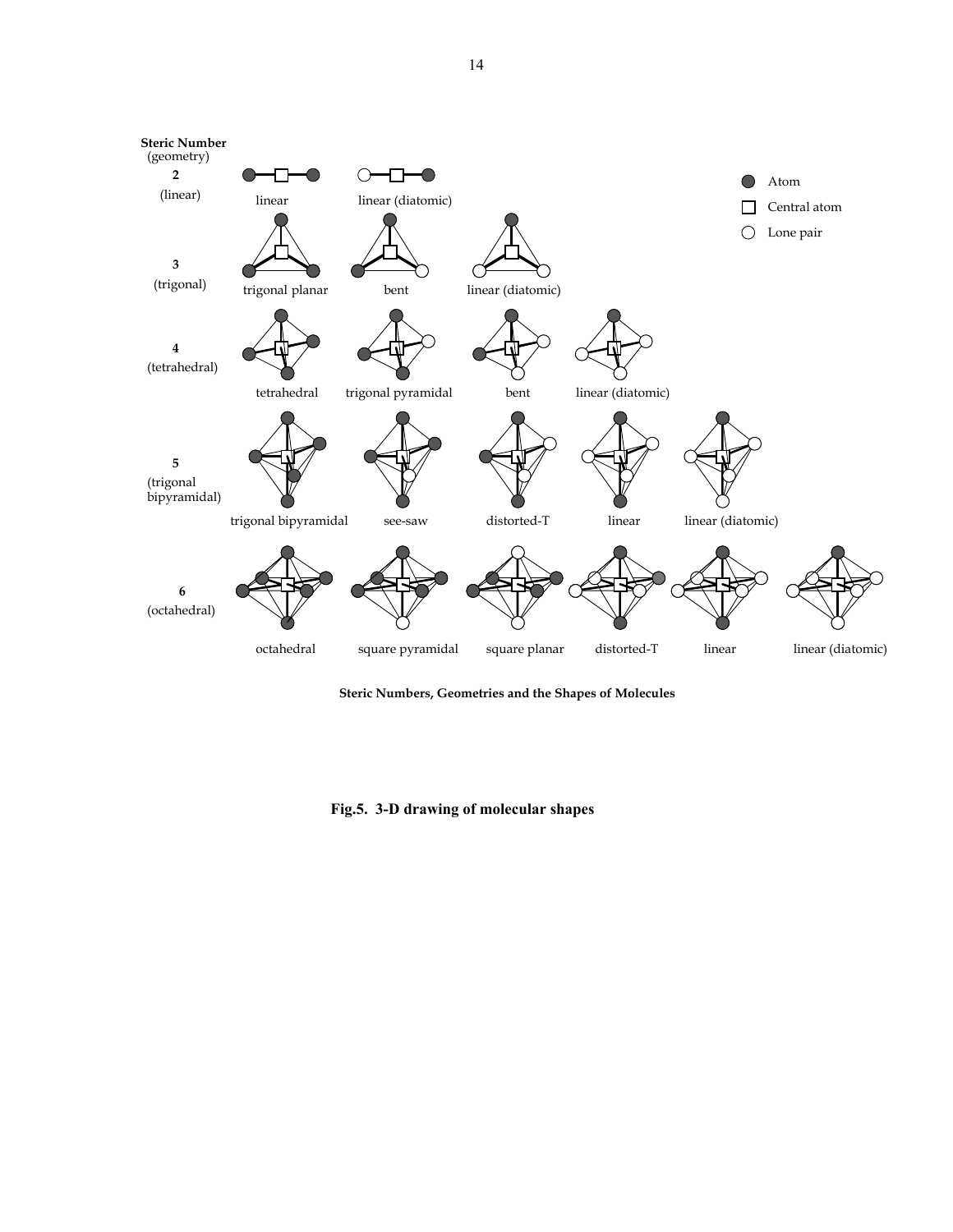**Steric Number**
(geometry)

| Steric Number (geometry) | | | | | | |
|---|---|---|---|---|---|---|
| **2** (linear) | linear | linear (diatomic) | | | | |
| **3** (trigonal) | trigonal planar | bent | linear (diatomic) | | | |
| **4** (tetrahedral) | tetrahedral | trigonal pyramidal | bent | linear (diatomic) | | |
| **5** (trigonal bipyramidal) | trigonal bipyramidal | see-saw | distorted-T | linear | linear (diatomic) | |
| **6** (octahedral) | octahedral | square pyramidal | square planar | distorted-T | linear | linear (diatomic) |

● Atom

□ Central atom

○ Lone pair

**Steric Numbers, Geometries and the Shapes of Molecules**

**Fig.5. 3-D drawing of molecular shapes**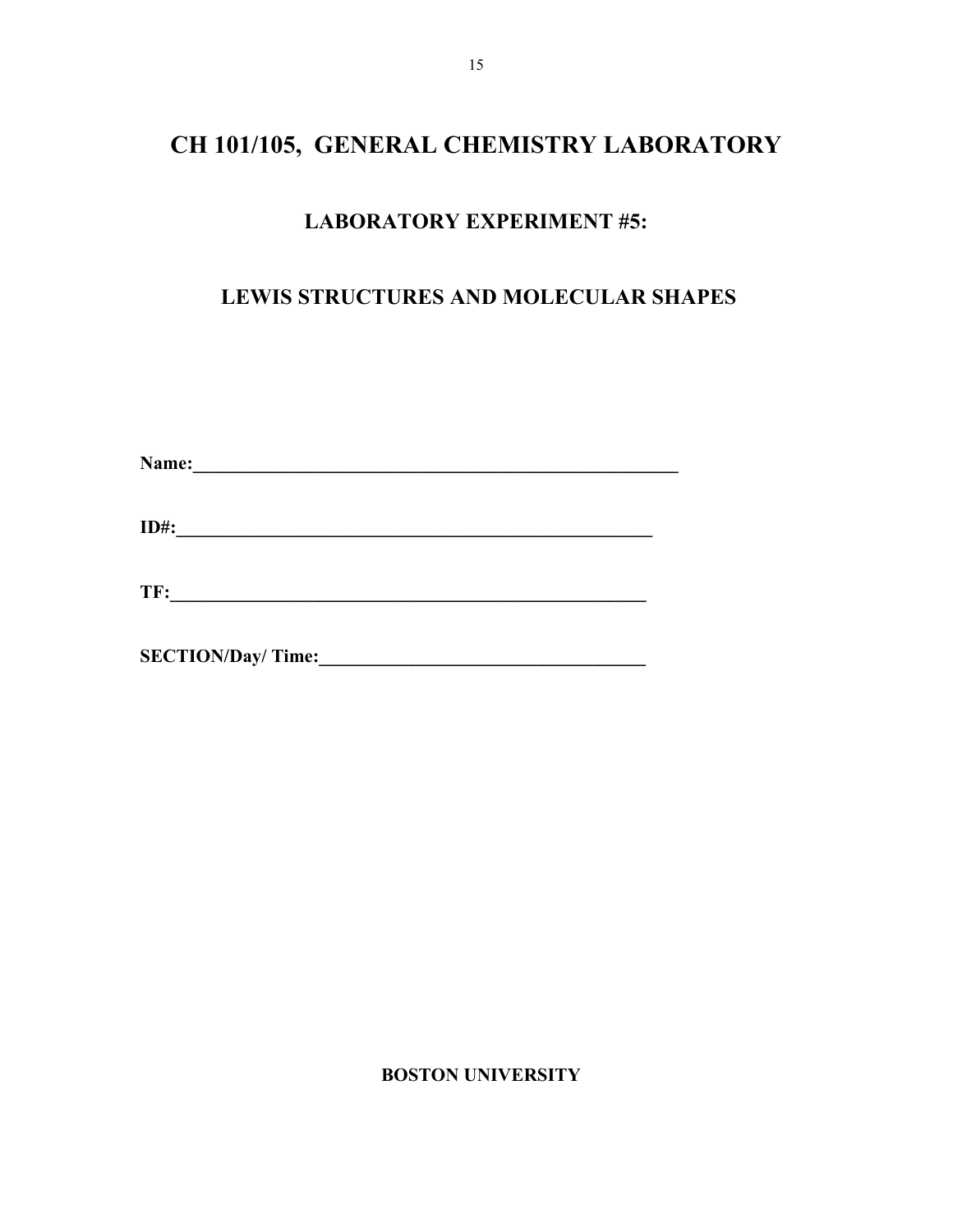# CH 101/105, GENERAL CHEMISTRY LABORATORY

## LABORATORY EXPERIMENT #5:

## LEWIS STRUCTURES AND MOLECULAR SHAPES

**Name:**_______________________________________________________

**ID#:**_______________________________________________________

**TF:**_______________________________________________________

**SECTION/Day/ Time:**___________________________________

**BOSTON UNIVERSITY**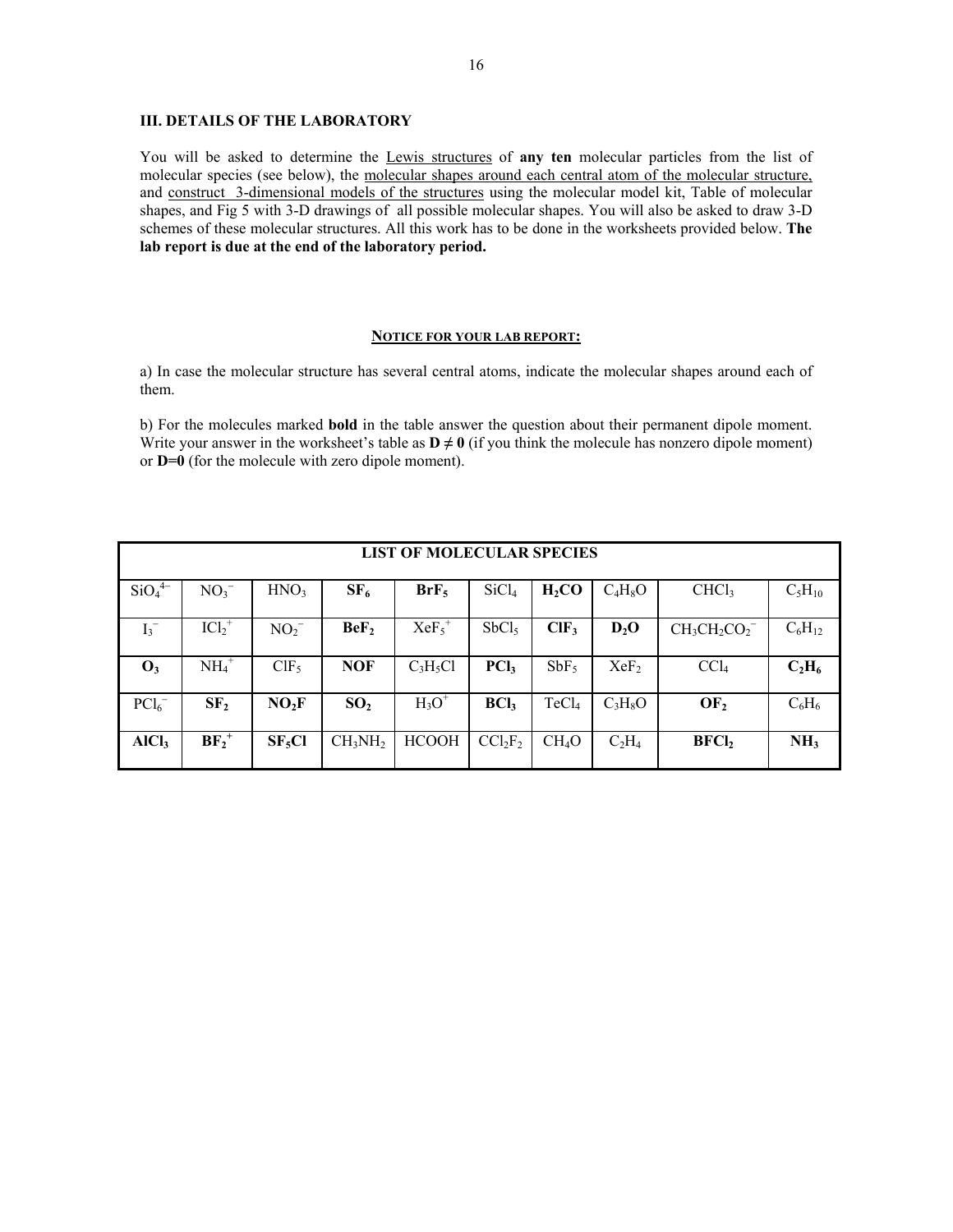### III. DETAILS OF THE LABORATORY

You will be asked to determine the <u>Lewis structures</u> of **any ten** molecular particles from the list of molecular species (see below), the <u>molecular shapes around each central atom of the molecular structure,</u> and <u>construct 3-dimensional models of the structures</u> using the molecular model kit, Table of molecular shapes, and Fig 5 with 3-D drawings of all possible molecular shapes. You will also be asked to draw 3-D schemes of these molecular structures. All this work has to be done in the worksheets provided below. **The lab report is due at the end of the laboratory period.**

**<u>NOTICE FOR YOUR LAB REPORT:</u>**

a) In case the molecular structure has several central atoms, indicate the molecular shapes around each of them.

b) For the molecules marked **bold** in the table answer the question about their permanent dipole moment. Write your answer in the worksheet's table as **D ≠ 0** (if you think the molecule has nonzero dipole moment) or **D=0** (for the molecule with zero dipole moment).

| LIST OF MOLECULAR SPECIES | | | | | | | | | |
|---|---|---|---|---|---|---|---|---|---|
| $SiO_4^{4-}$ | $NO_3^-$ | $HNO_3$ | **$SF_6$** | **$BrF_5$** | $SiCl_4$ | **$H_2CO$** | $C_4H_8O$ | $CHCl_3$ | $C_5H_{10}$ |
| $I_3^-$ | $ICl_2^+$ | $NO_2^-$ | **$BeF_2$** | $XeF_5^+$ | $SbCl_5$ | **$ClF_3$** | **$D_2O$** | $CH_3CH_2CO_2^-$ | $C_6H_{12}$ |
| **$O_3$** | $NH_4^+$ | $ClF_5$ | **NOF** | $C_3H_5Cl$ | **$PCl_3$** | $SbF_5$ | $XeF_2$ | $CCl_4$ | **$C_2H_6$** |
| $PCl_6^-$ | **$SF_2$** | **$NO_2F$** | **$SO_2$** | $H_3O^+$ | **$BCl_3$** | $TeCl_4$ | $C_3H_8O$ | **$OF_2$** | $C_6H_6$ |
| **$AlCl_3$** | **$BF_2^+$** | **$SF_5Cl$** | $CH_3NH_2$ | HCOOH | $CCl_2F_2$ | $CH_4O$ | $C_2H_4$ | **$BFCl_2$** | **$NH_3$** |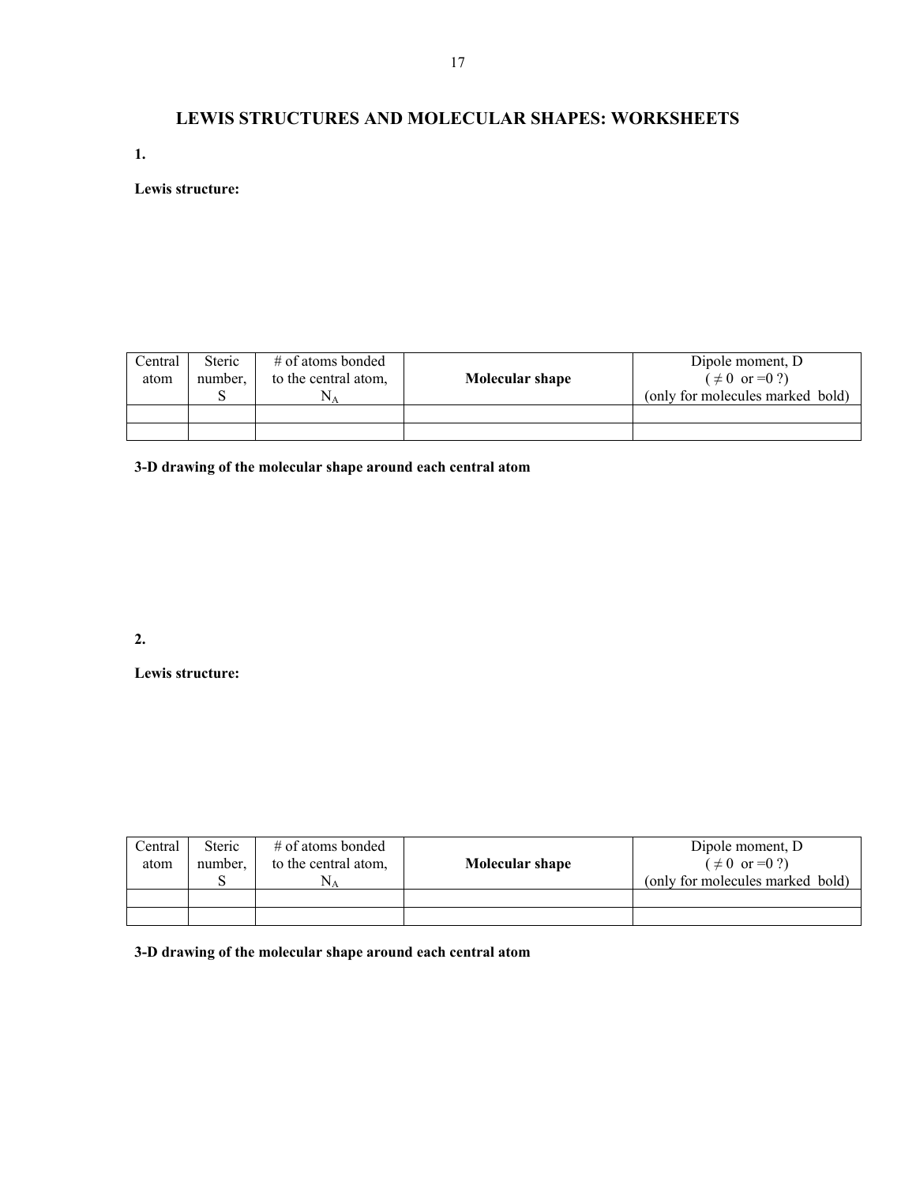# LEWIS STRUCTURES AND MOLECULAR SHAPES: WORKSHEETS

**1.**

**Lewis structure:**

| Central atom | Steric number, S | # of atoms bonded to the central atom, $N_A$ | **Molecular shape** | Dipole moment, D ( $\neq 0$ or $=0$ ?) (only for molecules marked bold) |
|---|---|---|---|---|
| | | | | |
| | | | | |

**3-D drawing of the molecular shape around each central atom**

**2.**

**Lewis structure:**

| Central atom | Steric number, S | # of atoms bonded to the central atom, $N_A$ | **Molecular shape** | Dipole moment, D ( $\neq 0$ or $=0$ ?) (only for molecules marked bold) |
|---|---|---|---|---|
| | | | | |
| | | | | |

**3-D drawing of the molecular shape around each central atom**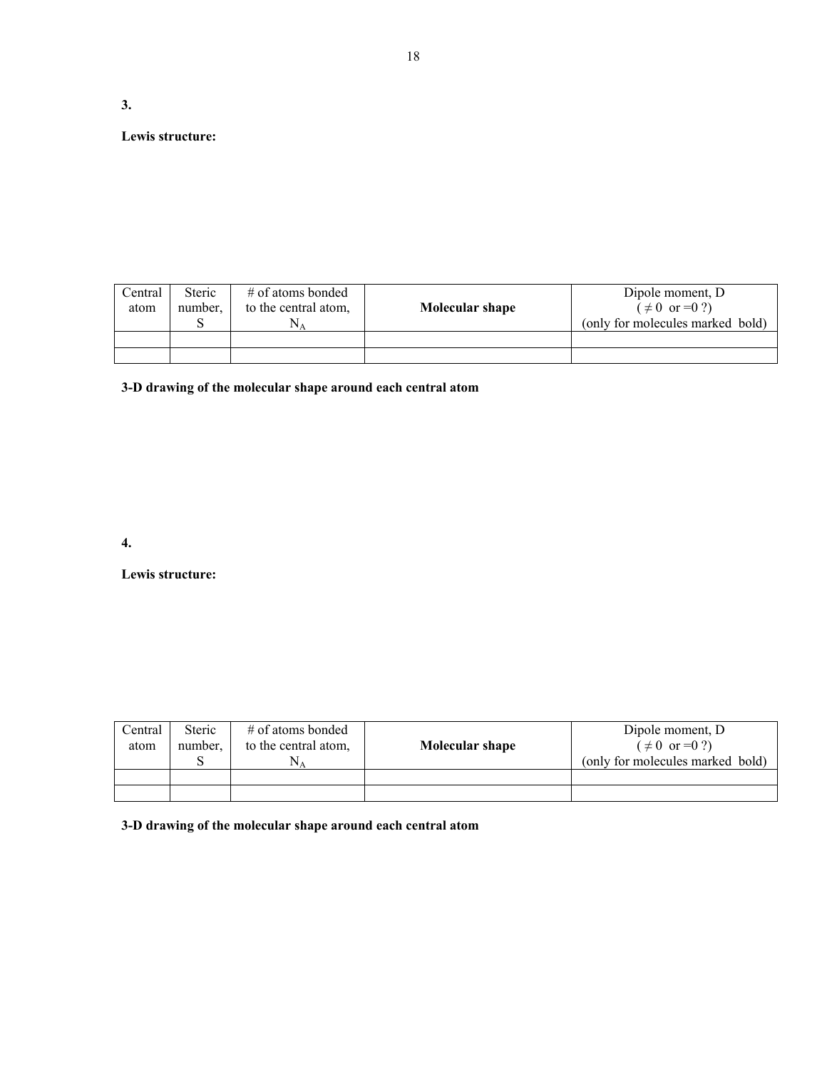**3.**

**Lewis structure:**

| Central atom | Steric number, S | # of atoms bonded to the central atom, $N_A$ | **Molecular shape** | Dipole moment, D ( $\neq 0$ or $=0$ ?) (only for molecules marked bold) |
|---|---|---|---|---|
| | | | | |
| | | | | |

**3-D drawing of the molecular shape around each central atom**

**4.**

**Lewis structure:**

| Central atom | Steric number, S | # of atoms bonded to the central atom, $N_A$ | **Molecular shape** | Dipole moment, D ( $\neq 0$ or $=0$ ?) (only for molecules marked bold) |
|---|---|---|---|---|
| | | | | |
| | | | | |

**3-D drawing of the molecular shape around each central atom**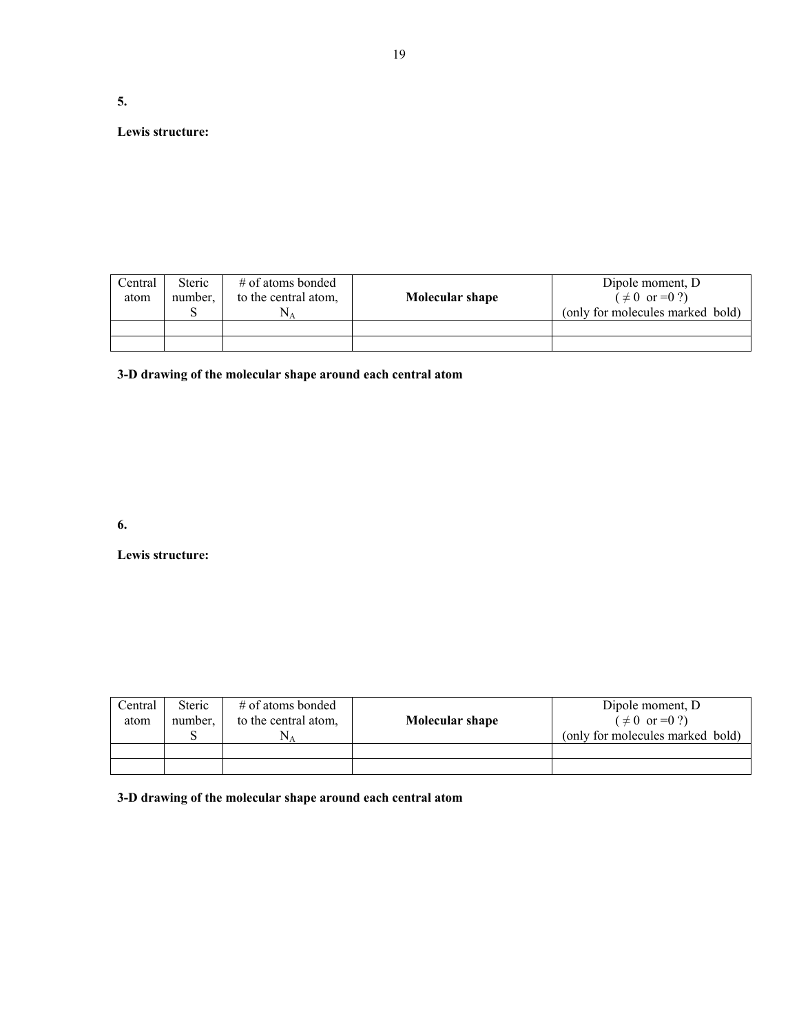**5.**

**Lewis structure:**

| Central atom | Steric number, S | # of atoms bonded to the central atom, $N_A$ | **Molecular shape** | Dipole moment, D ( $\neq 0$ or $=0$ ?) (only for molecules marked bold) |
|---|---|---|---|---|
| | | | | |
| | | | | |

**3-D drawing of the molecular shape around each central atom**

**6.**

**Lewis structure:**

| Central atom | Steric number, S | # of atoms bonded to the central atom, $N_A$ | **Molecular shape** | Dipole moment, D ( $\neq 0$ or $=0$ ?) (only for molecules marked bold) |
|---|---|---|---|---|
| | | | | |
| | | | | |

**3-D drawing of the molecular shape around each central atom**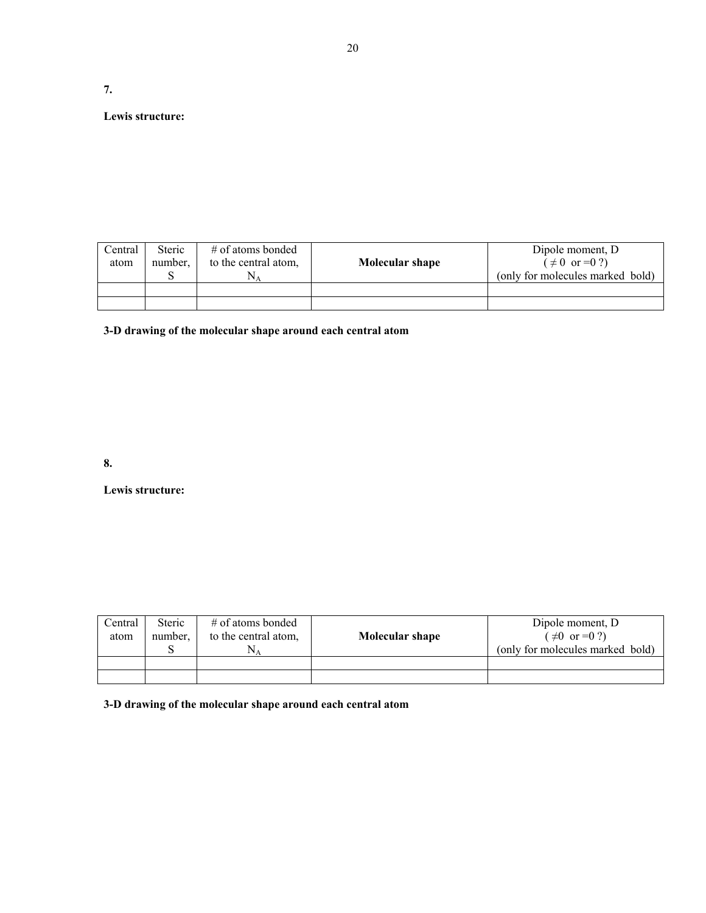**7.**

**Lewis structure:**

| Central atom | Steric number, S | # of atoms bonded to the central atom, $N_A$ | **Molecular shape** | Dipole moment, D ( $\neq 0$ or $=0$ ?) (only for molecules marked bold) |
|---|---|---|---|---|
| | | | | |
| | | | | |

**3-D drawing of the molecular shape around each central atom**

**8.**

**Lewis structure:**

| Central atom | Steric number, S | # of atoms bonded to the central atom, $N_A$ | **Molecular shape** | Dipole moment, D ( $\neq 0$ or $=0$ ?) (only for molecules marked bold) |
|---|---|---|---|---|
| | | | | |
| | | | | |

**3-D drawing of the molecular shape around each central atom**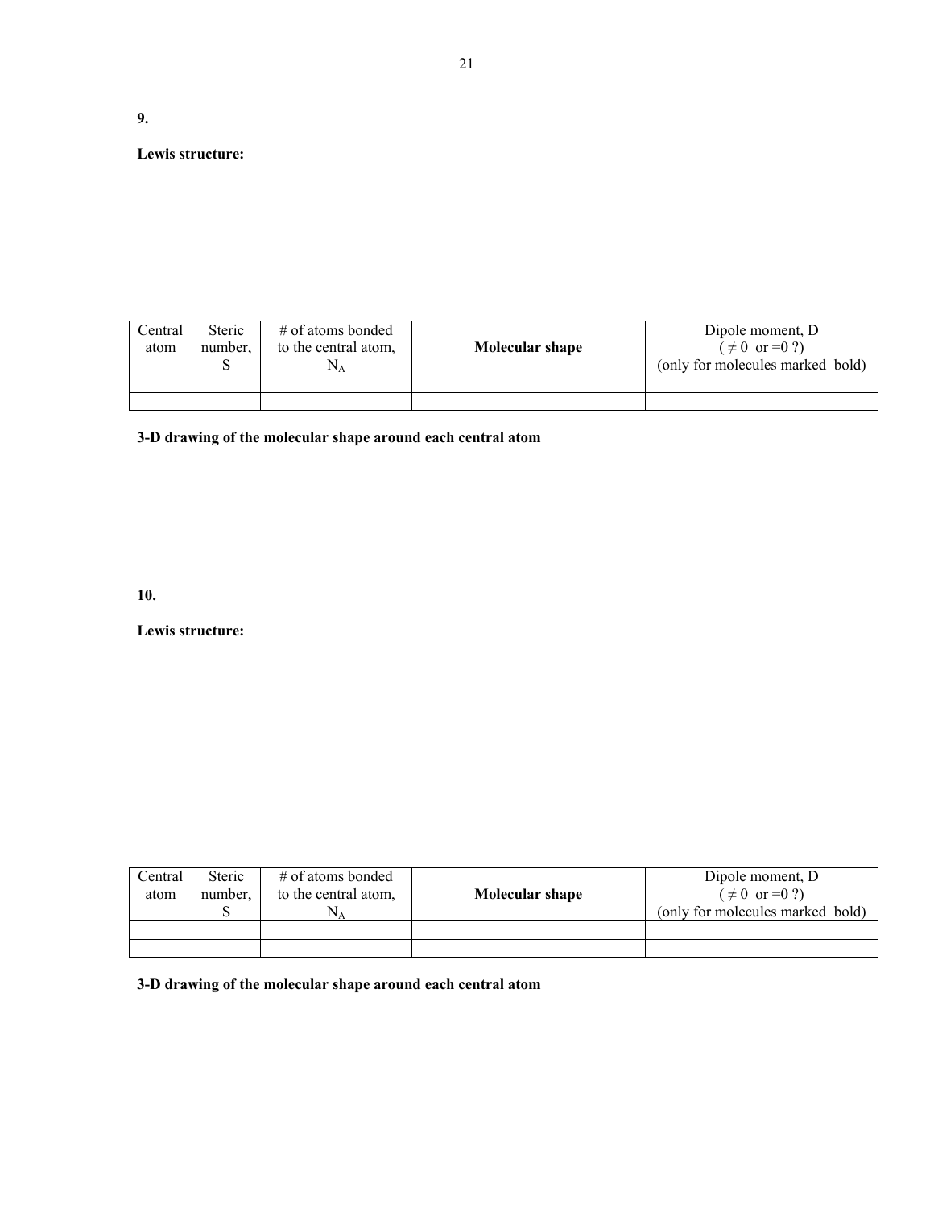**9.**

**Lewis structure:**

| Central atom | Steric number, S | # of atoms bonded to the central atom, $N_A$ | **Molecular shape** | Dipole moment, D ($\neq 0$ or $=0$ ?) (only for molecules marked bold) |
|---|---|---|---|---|
| | | | | |
| | | | | |

**3-D drawing of the molecular shape around each central atom**

**10.**

**Lewis structure:**

| Central atom | Steric number, S | # of atoms bonded to the central atom, $N_A$ | **Molecular shape** | Dipole moment, D ($\neq 0$ or $=0$ ?) (only for molecules marked bold) |
|---|---|---|---|---|
| | | | | |
| | | | | |

**3-D drawing of the molecular shape around each central atom**